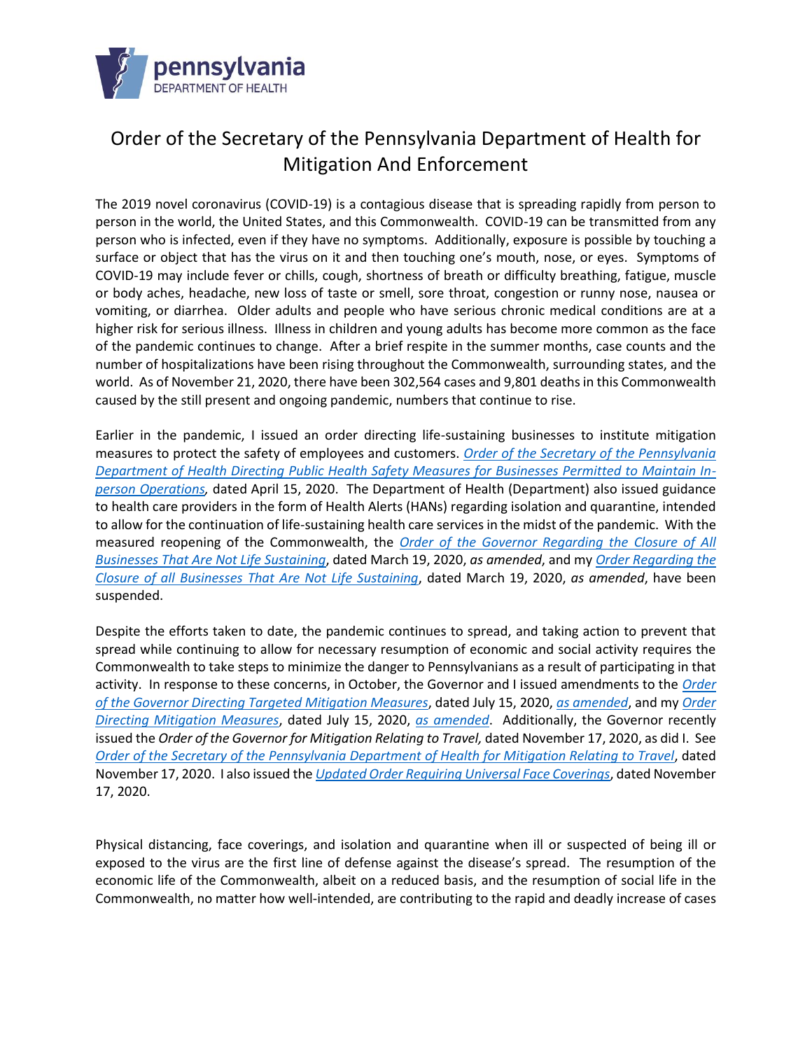# Order of the Secretary of the Pennsylvania Department of Health for Mitigation And Enforcement

The 2019 novel coronavirus (COVID-19) is a contagious disease that is spreading rapidly from person to person in the world, the United States, and this Commonwealth. COVID-19 can be transmitted from any person who is infected, even if they have no symptoms. Additionally, exposure is possible by touching a surface or object that has the virus on it and then touching one's mouth, nose, or eyes. Symptoms of COVID-19 may include fever or chills, cough, shortness of breath or difficulty breathing, fatigue, muscle or body aches, headache, new loss of taste or smell, sore throat, congestion or runny nose, nausea or vomiting, or diarrhea. Older adults and people who have serious chronic medical conditions are at a higher risk for serious illness. Illness in children and young adults has become more common as the face of the pandemic continues to change. After a brief respite in the summer months, case counts and the number of hospitalizations have been rising throughout the Commonwealth, surrounding states, and the world. As of November 21, 2020, there have been 302,564 cases and 9,801 deaths in this Commonwealth caused by the still present and ongoing pandemic, numbers that continue to rise.

Earlier in the pandemic, I issued an order directing life-sustaining businesses to institute mitigation measures to protect the safety of employees and customers. *Order of the Secretary of the Pennsylvania Department of Health Directing Public Health Safety Measures for Businesses Permitted to Maintain In-person Operations,* dated April 15, 2020. The Department of Health (Department) also issued guidance to health care providers in the form of Health Alerts (HANs) regarding isolation and quarantine, intended to allow for the continuation of life-sustaining health care services in the midst of the pandemic. With the measured reopening of the Commonwealth, the *Order of the Governor Regarding the Closure of All Businesses That Are Not Life Sustaining*, dated March 19, 2020, *as amended*, and my *Order Regarding the Closure of all Businesses That Are Not Life Sustaining*, dated March 19, 2020, *as amended*, have been suspended.

Despite the efforts taken to date, the pandemic continues to spread, and taking action to prevent that spread while continuing to allow for necessary resumption of economic and social activity requires the Commonwealth to take steps to minimize the danger to Pennsylvanians as a result of participating in that activity. In response to these concerns, in October, the Governor and I issued amendments to the *Order of the Governor Directing Targeted Mitigation Measures*, dated July 15, 2020, *as amended*, and my *Order Directing Mitigation Measures*, dated July 15, 2020, *as amended*. Additionally, the Governor recently issued the *Order of the Governor for Mitigation Relating to Travel,* dated November 17, 2020, as did I. See *Order of the Secretary of the Pennsylvania Department of Health for Mitigation Relating to Travel*, dated November 17, 2020. I also issued the *Updated Order Requiring Universal Face Coverings*, dated November 17, 2020.

Physical distancing, face coverings, and isolation and quarantine when ill or suspected of being ill or exposed to the virus are the first line of defense against the disease's spread. The resumption of the economic life of the Commonwealth, albeit on a reduced basis, and the resumption of social life in the Commonwealth, no matter how well-intended, are contributing to the rapid and deadly increase of cases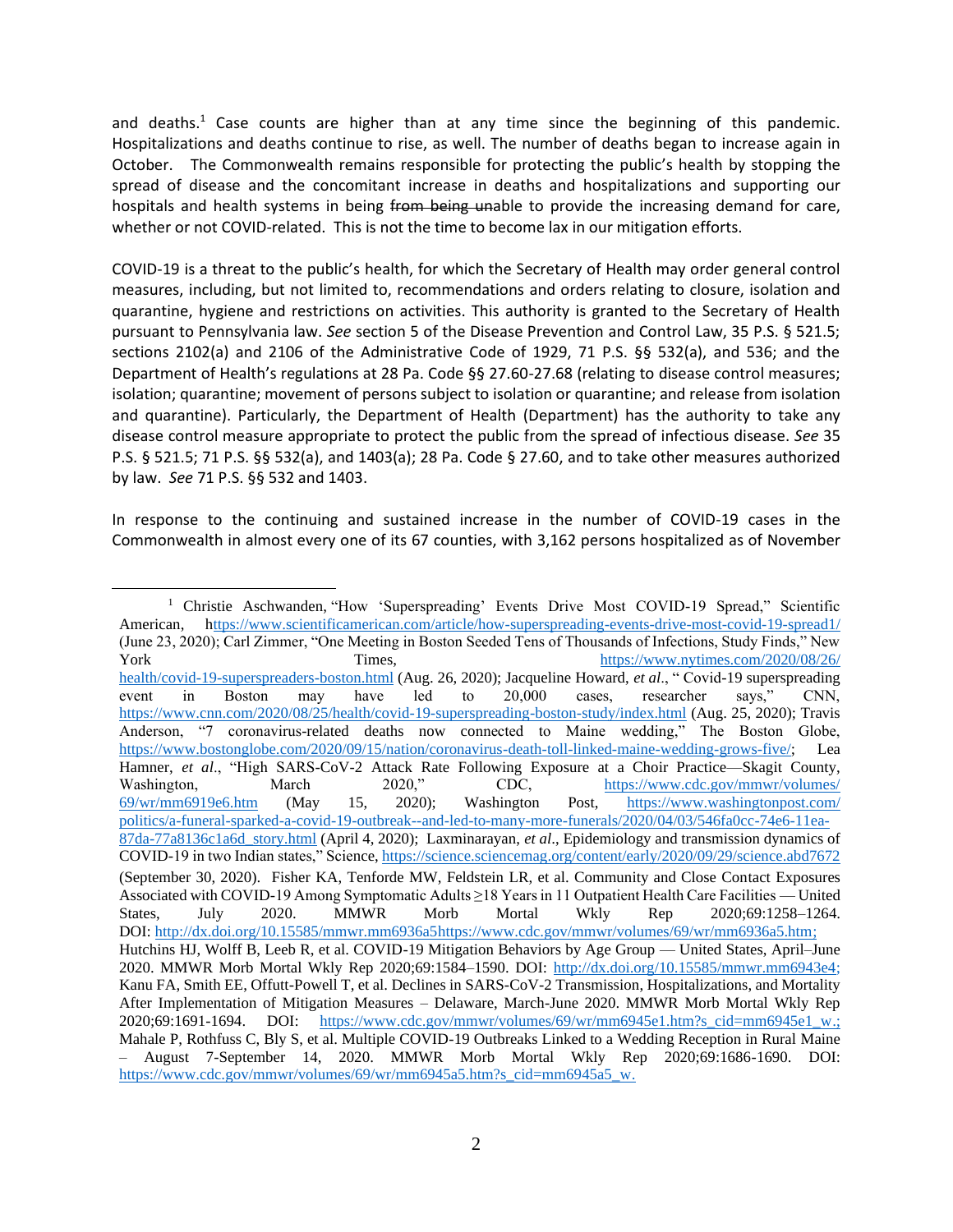and deaths.[1] Case counts are higher than at any time since the beginning of this pandemic. Hospitalizations and deaths continue to rise, as well. The number of deaths began to increase again in October. The Commonwealth remains responsible for protecting the public's health by stopping the spread of disease and the concomitant increase in deaths and hospitalizations and supporting our hospitals and health systems in being ~~from being un~~able to provide the increasing demand for care, whether or not COVID-related. This is not the time to become lax in our mitigation efforts.

COVID-19 is a threat to the public's health, for which the Secretary of Health may order general control measures, including, but not limited to, recommendations and orders relating to closure, isolation and quarantine, hygiene and restrictions on activities. This authority is granted to the Secretary of Health pursuant to Pennsylvania law. *See* section 5 of the Disease Prevention and Control Law, 35 P.S. § 521.5; sections 2102(a) and 2106 of the Administrative Code of 1929, 71 P.S. §§ 532(a), and 536; and the Department of Health's regulations at 28 Pa. Code §§ 27.60-27.68 (relating to disease control measures; isolation; quarantine; movement of persons subject to isolation or quarantine; and release from isolation and quarantine). Particularly, the Department of Health (Department) has the authority to take any disease control measure appropriate to protect the public from the spread of infectious disease. *See* 35 P.S. § 521.5; 71 P.S. §§ 532(a), and 1403(a); 28 Pa. Code § 27.60, and to take other measures authorized by law. *See* 71 P.S. §§ 532 and 1403.

In response to the continuing and sustained increase in the number of COVID-19 cases in the Commonwealth in almost every one of its 67 counties, with 3,162 persons hospitalized as of November

---

[1] Christie Aschwanden, "How 'Superspreading' Events Drive Most COVID-19 Spread," Scientific American, https://www.scientificamerican.com/article/how-superspreading-events-drive-most-covid-19-spread1/ (June 23, 2020); Carl Zimmer, "One Meeting in Boston Seeded Tens of Thousands of Infections, Study Finds," New York Times, https://www.nytimes.com/2020/08/26/health/covid-19-superspreaders-boston.html (Aug. 26, 2020); Jacqueline Howard, *et al*., " Covid-19 superspreading event in Boston may have led to 20,000 cases, researcher says," CNN, https://www.cnn.com/2020/08/25/health/covid-19-superspreading-boston-study/index.html (Aug. 25, 2020); Travis Anderson, "7 coronavirus-related deaths now connected to Maine wedding," The Boston Globe, https://www.bostonglobe.com/2020/09/15/nation/coronavirus-death-toll-linked-maine-wedding-grows-five/; Lea Hamner, *et al*., "High SARS-CoV-2 Attack Rate Following Exposure at a Choir Practice—Skagit County, Washington, March 2020," CDC, https://www.cdc.gov/mmwr/volumes/69/wr/mm6919e6.htm (May 15, 2020); Washington Post, https://www.washingtonpost.com/politics/a-funeral-sparked-a-covid-19-outbreak--and-led-to-many-more-funerals/2020/04/03/546fa0cc-74e6-11ea-87da-77a8136c1a6d_story.html (April 4, 2020); Laxminarayan, *et al*., Epidemiology and transmission dynamics of COVID-19 in two Indian states," Science, https://science.sciencemag.org/content/early/2020/09/29/science.abd7672 (September 30, 2020). Fisher KA, Tenforde MW, Feldstein LR, et al. Community and Close Contact Exposures Associated with COVID-19 Among Symptomatic Adults ≥18 Years in 11 Outpatient Health Care Facilities — United States, July 2020. MMWR Morb Mortal Wkly Rep 2020;69:1258–1264. DOI: http://dx.doi.org/10.15585/mmwr.mm6936a5https://www.cdc.gov/mmwr/volumes/69/wr/mm6936a5.htm; Hutchins HJ, Wolff B, Leeb R, et al. COVID-19 Mitigation Behaviors by Age Group — United States, April–June 2020. MMWR Morb Mortal Wkly Rep 2020;69:1584–1590. DOI: http://dx.doi.org/10.15585/mmwr.mm6943e4; Kanu FA, Smith EE, Offutt-Powell T, et al. Declines in SARS-CoV-2 Transmission, Hospitalizations, and Mortality After Implementation of Mitigation Measures – Delaware, March-June 2020. MMWR Morb Mortal Wkly Rep 2020;69:1691-1694. DOI: https://www.cdc.gov/mmwr/volumes/69/wr/mm6945e1.htm?s_cid=mm6945e1_w.; Mahale P, Rothfuss C, Bly S, et al. Multiple COVID-19 Outbreaks Linked to a Wedding Reception in Rural Maine – August 7-September 14, 2020. MMWR Morb Mortal Wkly Rep 2020;69:1686-1690. DOI: https://www.cdc.gov/mmwr/volumes/69/wr/mm6945a5.htm?s_cid=mm6945a5_w.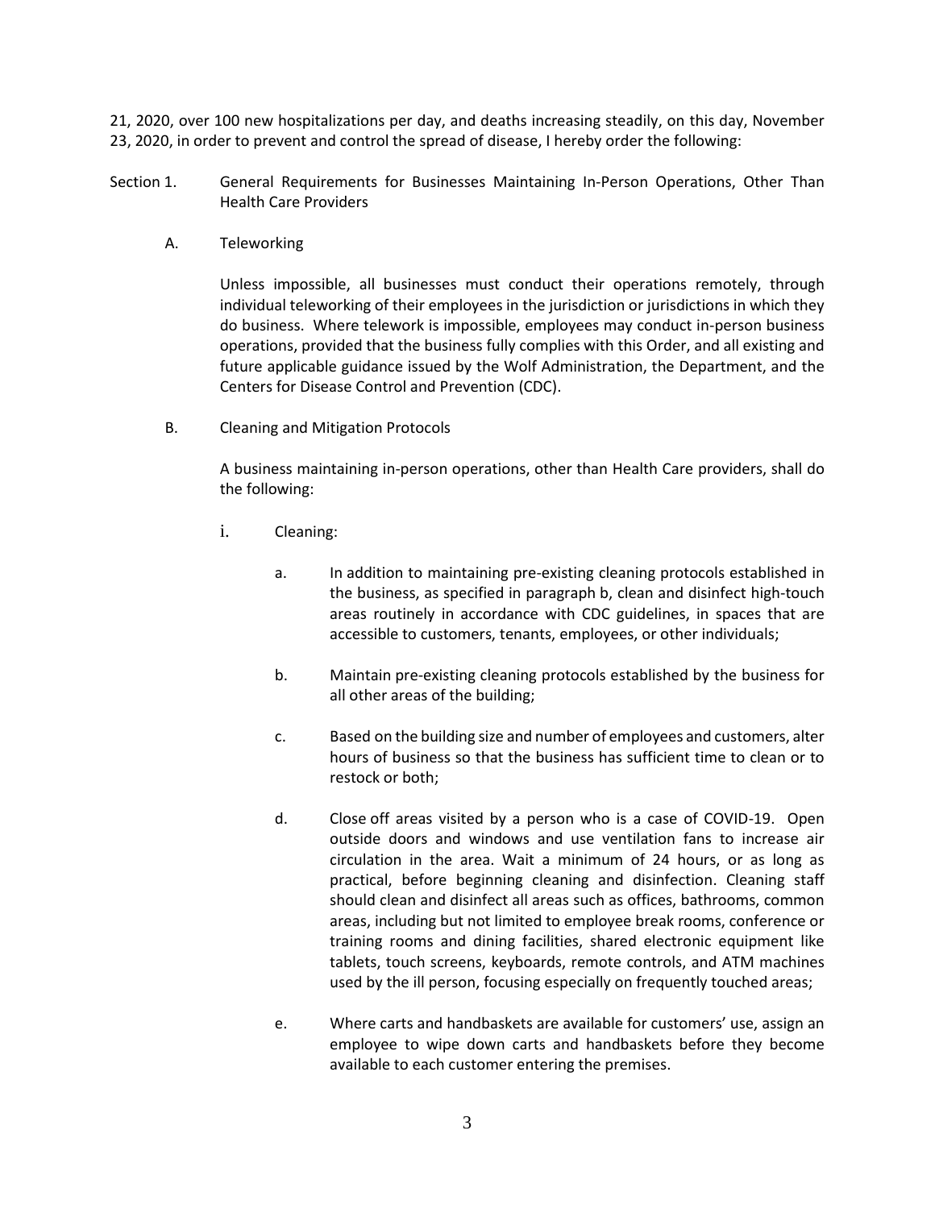21, 2020, over 100 new hospitalizations per day, and deaths increasing steadily, on this day, November 23, 2020, in order to prevent and control the spread of disease, I hereby order the following:

Section 1. General Requirements for Businesses Maintaining In-Person Operations, Other Than Health Care Providers

A. Teleworking

Unless impossible, all businesses must conduct their operations remotely, through individual teleworking of their employees in the jurisdiction or jurisdictions in which they do business. Where telework is impossible, employees may conduct in-person business operations, provided that the business fully complies with this Order, and all existing and future applicable guidance issued by the Wolf Administration, the Department, and the Centers for Disease Control and Prevention (CDC).

B. Cleaning and Mitigation Protocols

A business maintaining in-person operations, other than Health Care providers, shall do the following:

i. Cleaning:

a. In addition to maintaining pre-existing cleaning protocols established in the business, as specified in paragraph b, clean and disinfect high-touch areas routinely in accordance with CDC guidelines, in spaces that are accessible to customers, tenants, employees, or other individuals;

b. Maintain pre-existing cleaning protocols established by the business for all other areas of the building;

c. Based on the building size and number of employees and customers, alter hours of business so that the business has sufficient time to clean or to restock or both;

d. Close off areas visited by a person who is a case of COVID-19. Open outside doors and windows and use ventilation fans to increase air circulation in the area. Wait a minimum of 24 hours, or as long as practical, before beginning cleaning and disinfection. Cleaning staff should clean and disinfect all areas such as offices, bathrooms, common areas, including but not limited to employee break rooms, conference or training rooms and dining facilities, shared electronic equipment like tablets, touch screens, keyboards, remote controls, and ATM machines used by the ill person, focusing especially on frequently touched areas;

e. Where carts and handbaskets are available for customers' use, assign an employee to wipe down carts and handbaskets before they become available to each customer entering the premises.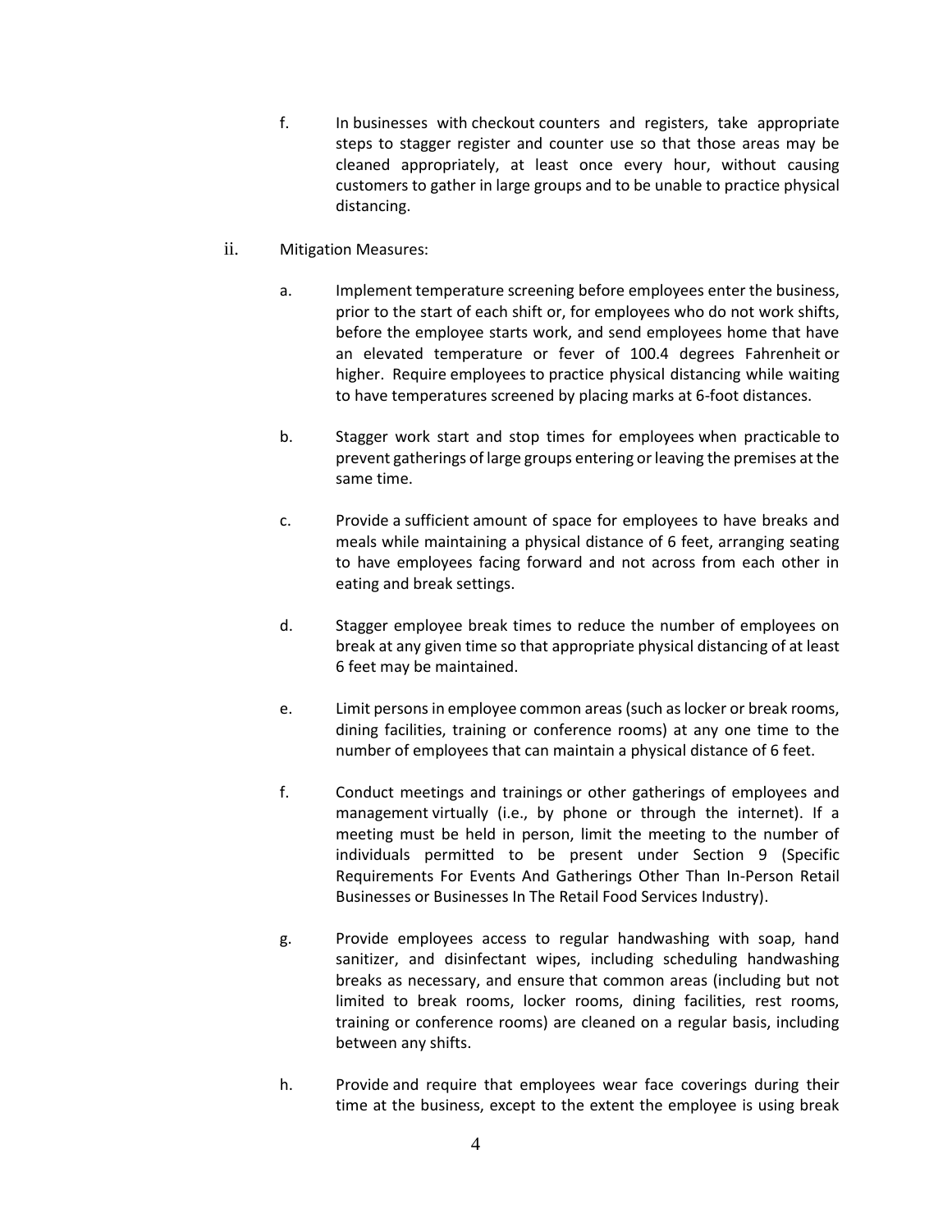f. In businesses with checkout counters and registers, take appropriate steps to stagger register and counter use so that those areas may be cleaned appropriately, at least once every hour, without causing customers to gather in large groups and to be unable to practice physical distancing.

ii. Mitigation Measures:

a. Implement temperature screening before employees enter the business, prior to the start of each shift or, for employees who do not work shifts, before the employee starts work, and send employees home that have an elevated temperature or fever of 100.4 degrees Fahrenheit or higher. Require employees to practice physical distancing while waiting to have temperatures screened by placing marks at 6-foot distances.

b. Stagger work start and stop times for employees when practicable to prevent gatherings of large groups entering or leaving the premises at the same time.

c. Provide a sufficient amount of space for employees to have breaks and meals while maintaining a physical distance of 6 feet, arranging seating to have employees facing forward and not across from each other in eating and break settings.

d. Stagger employee break times to reduce the number of employees on break at any given time so that appropriate physical distancing of at least 6 feet may be maintained.

e. Limit persons in employee common areas (such as locker or break rooms, dining facilities, training or conference rooms) at any one time to the number of employees that can maintain a physical distance of 6 feet.

f. Conduct meetings and trainings or other gatherings of employees and management virtually (i.e., by phone or through the internet). If a meeting must be held in person, limit the meeting to the number of individuals permitted to be present under Section 9 (Specific Requirements For Events And Gatherings Other Than In-Person Retail Businesses or Businesses In The Retail Food Services Industry).

g. Provide employees access to regular handwashing with soap, hand sanitizer, and disinfectant wipes, including scheduling handwashing breaks as necessary, and ensure that common areas (including but not limited to break rooms, locker rooms, dining facilities, rest rooms, training or conference rooms) are cleaned on a regular basis, including between any shifts.

h. Provide and require that employees wear face coverings during their time at the business, except to the extent the employee is using break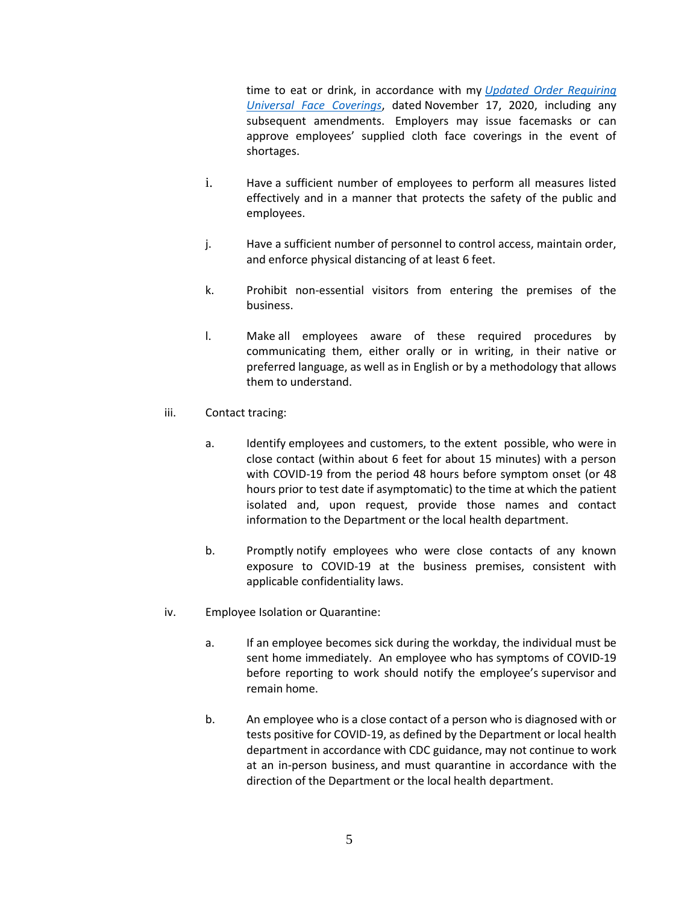time to eat or drink, in accordance with my *Updated Order Requiring Universal Face Coverings*, dated November 17, 2020, including any subsequent amendments. Employers may issue facemasks or can approve employees' supplied cloth face coverings in the event of shortages.

i. Have a sufficient number of employees to perform all measures listed effectively and in a manner that protects the safety of the public and employees.

j. Have a sufficient number of personnel to control access, maintain order, and enforce physical distancing of at least 6 feet.

k. Prohibit non-essential visitors from entering the premises of the business.

l. Make all employees aware of these required procedures by communicating them, either orally or in writing, in their native or preferred language, as well as in English or by a methodology that allows them to understand.

iii. Contact tracing:

a. Identify employees and customers, to the extent possible, who were in close contact (within about 6 feet for about 15 minutes) with a person with COVID-19 from the period 48 hours before symptom onset (or 48 hours prior to test date if asymptomatic) to the time at which the patient isolated and, upon request, provide those names and contact information to the Department or the local health department.

b. Promptly notify employees who were close contacts of any known exposure to COVID-19 at the business premises, consistent with applicable confidentiality laws.

iv. Employee Isolation or Quarantine:

a. If an employee becomes sick during the workday, the individual must be sent home immediately. An employee who has symptoms of COVID-19 before reporting to work should notify the employee's supervisor and remain home.

b. An employee who is a close contact of a person who is diagnosed with or tests positive for COVID-19, as defined by the Department or local health department in accordance with CDC guidance, may not continue to work at an in-person business, and must quarantine in accordance with the direction of the Department or the local health department.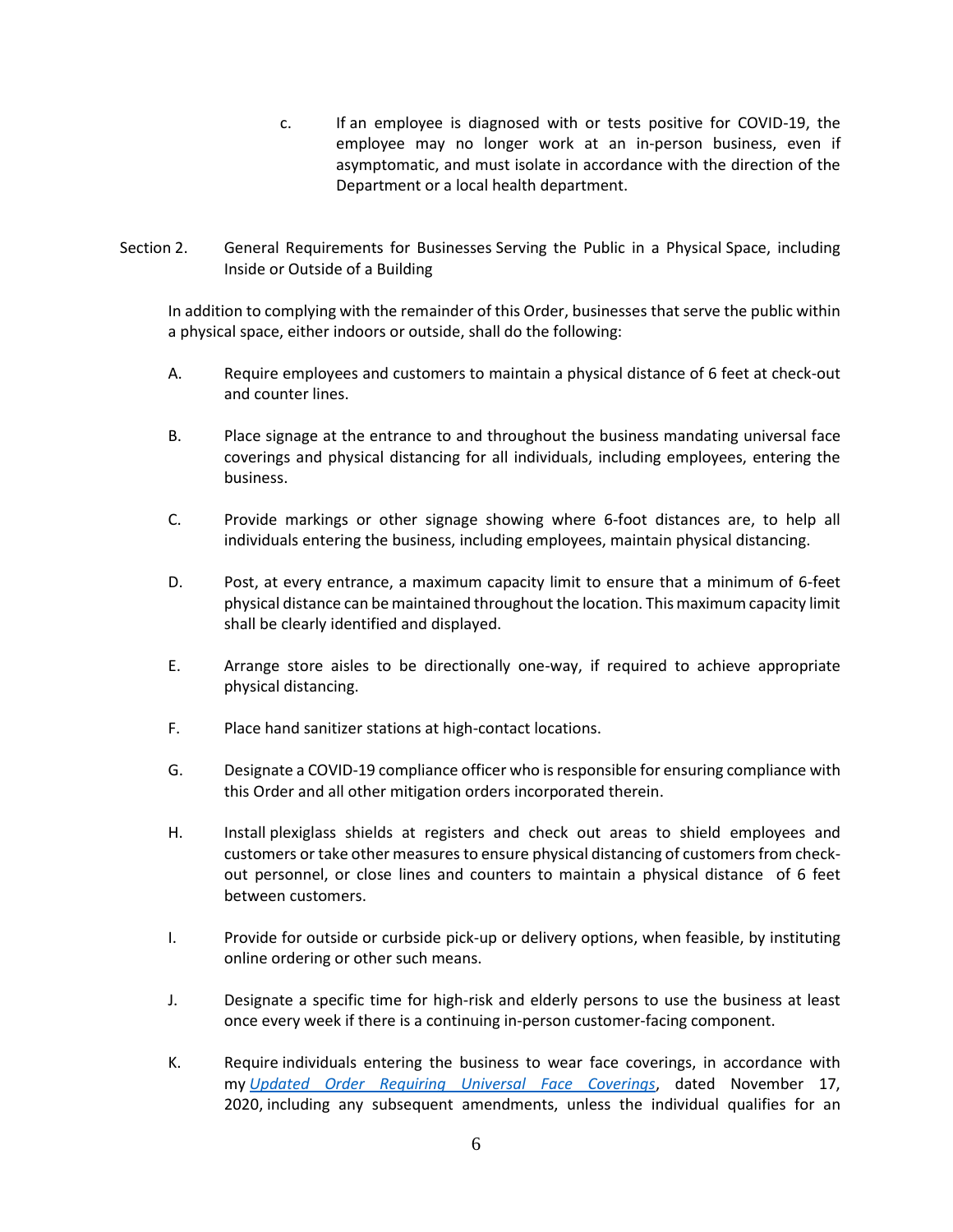c. If an employee is diagnosed with or tests positive for COVID-19, the employee may no longer work at an in-person business, even if asymptomatic, and must isolate in accordance with the direction of the Department or a local health department.

Section 2. General Requirements for Businesses Serving the Public in a Physical Space, including Inside or Outside of a Building

In addition to complying with the remainder of this Order, businesses that serve the public within a physical space, either indoors or outside, shall do the following:

A. Require employees and customers to maintain a physical distance of 6 feet at check-out and counter lines.

B. Place signage at the entrance to and throughout the business mandating universal face coverings and physical distancing for all individuals, including employees, entering the business.

C. Provide markings or other signage showing where 6-foot distances are, to help all individuals entering the business, including employees, maintain physical distancing.

D. Post, at every entrance, a maximum capacity limit to ensure that a minimum of 6-feet physical distance can be maintained throughout the location. This maximum capacity limit shall be clearly identified and displayed.

E. Arrange store aisles to be directionally one-way, if required to achieve appropriate physical distancing.

F. Place hand sanitizer stations at high-contact locations.

G. Designate a COVID-19 compliance officer who is responsible for ensuring compliance with this Order and all other mitigation orders incorporated therein.

H. Install plexiglass shields at registers and check out areas to shield employees and customers or take other measures to ensure physical distancing of customers from check-out personnel, or close lines and counters to maintain a physical distance of 6 feet between customers.

I. Provide for outside or curbside pick-up or delivery options, when feasible, by instituting online ordering or other such means.

J. Designate a specific time for high-risk and elderly persons to use the business at least once every week if there is a continuing in-person customer-facing component.

K. Require individuals entering the business to wear face coverings, in accordance with my *Updated Order Requiring Universal Face Coverings*, dated November 17, 2020, including any subsequent amendments, unless the individual qualifies for an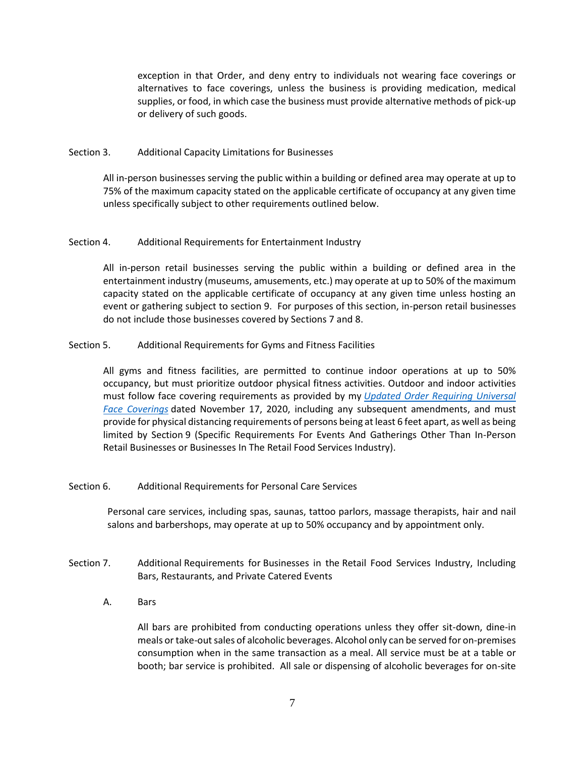exception in that Order, and deny entry to individuals not wearing face coverings or alternatives to face coverings, unless the business is providing medication, medical supplies, or food, in which case the business must provide alternative methods of pick-up or delivery of such goods.

## Section 3. Additional Capacity Limitations for Businesses

All in-person businesses serving the public within a building or defined area may operate at up to 75% of the maximum capacity stated on the applicable certificate of occupancy at any given time unless specifically subject to other requirements outlined below.

## Section 4. Additional Requirements for Entertainment Industry

All in-person retail businesses serving the public within a building or defined area in the entertainment industry (museums, amusements, etc.) may operate at up to 50% of the maximum capacity stated on the applicable certificate of occupancy at any given time unless hosting an event or gathering subject to section 9. For purposes of this section, in-person retail businesses do not include those businesses covered by Sections 7 and 8.

## Section 5. Additional Requirements for Gyms and Fitness Facilities

All gyms and fitness facilities, are permitted to continue indoor operations at up to 50% occupancy, but must prioritize outdoor physical fitness activities. Outdoor and indoor activities must follow face covering requirements as provided by my *Updated Order Requiring Universal Face Coverings* dated November 17, 2020, including any subsequent amendments, and must provide for physical distancing requirements of persons being at least 6 feet apart, as well as being limited by Section 9 (Specific Requirements For Events And Gatherings Other Than In-Person Retail Businesses or Businesses In The Retail Food Services Industry).

## Section 6. Additional Requirements for Personal Care Services

Personal care services, including spas, saunas, tattoo parlors, massage therapists, hair and nail salons and barbershops, may operate at up to 50% occupancy and by appointment only.

## Section 7. Additional Requirements for Businesses in the Retail Food Services Industry, Including Bars, Restaurants, and Private Catered Events

### A. Bars

All bars are prohibited from conducting operations unless they offer sit-down, dine-in meals or take-out sales of alcoholic beverages. Alcohol only can be served for on-premises consumption when in the same transaction as a meal. All service must be at a table or booth; bar service is prohibited. All sale or dispensing of alcoholic beverages for on-site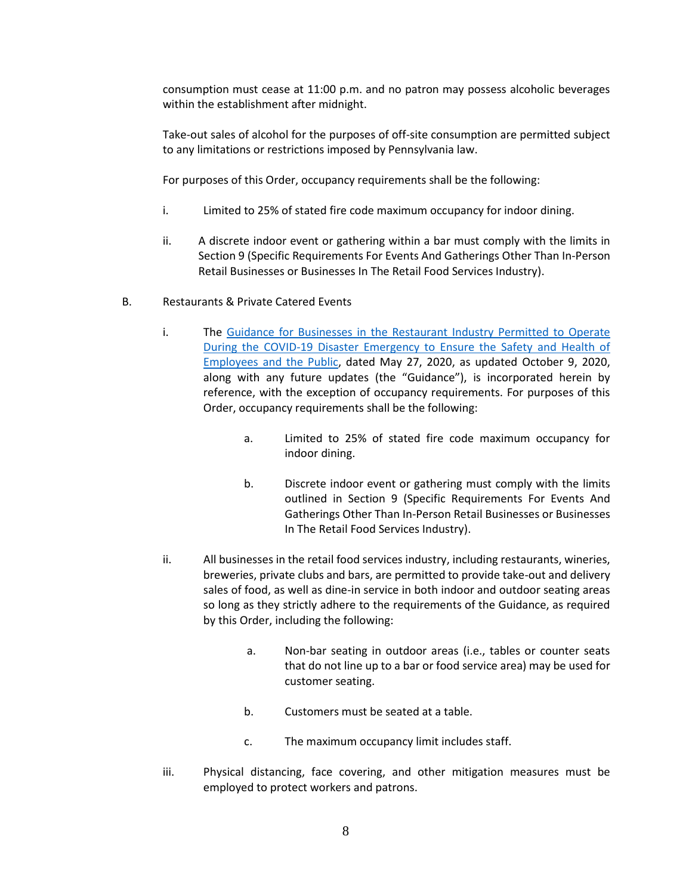consumption must cease at 11:00 p.m. and no patron may possess alcoholic beverages within the establishment after midnight.

Take-out sales of alcohol for the purposes of off-site consumption are permitted subject to any limitations or restrictions imposed by Pennsylvania law.

For purposes of this Order, occupancy requirements shall be the following:

i. Limited to 25% of stated fire code maximum occupancy for indoor dining.

ii. A discrete indoor event or gathering within a bar must comply with the limits in Section 9 (Specific Requirements For Events And Gatherings Other Than In-Person Retail Businesses or Businesses In The Retail Food Services Industry).

B. Restaurants & Private Catered Events

i. The Guidance for Businesses in the Restaurant Industry Permitted to Operate During the COVID-19 Disaster Emergency to Ensure the Safety and Health of Employees and the Public, dated May 27, 2020, as updated October 9, 2020, along with any future updates (the "Guidance"), is incorporated herein by reference, with the exception of occupancy requirements. For purposes of this Order, occupancy requirements shall be the following:

   a. Limited to 25% of stated fire code maximum occupancy for indoor dining.

   b. Discrete indoor event or gathering must comply with the limits outlined in Section 9 (Specific Requirements For Events And Gatherings Other Than In-Person Retail Businesses or Businesses In The Retail Food Services Industry).

ii. All businesses in the retail food services industry, including restaurants, wineries, breweries, private clubs and bars, are permitted to provide take-out and delivery sales of food, as well as dine-in service in both indoor and outdoor seating areas so long as they strictly adhere to the requirements of the Guidance, as required by this Order, including the following:

   a. Non-bar seating in outdoor areas (i.e., tables or counter seats that do not line up to a bar or food service area) may be used for customer seating.

   b. Customers must be seated at a table.

   c. The maximum occupancy limit includes staff.

iii. Physical distancing, face covering, and other mitigation measures must be employed to protect workers and patrons.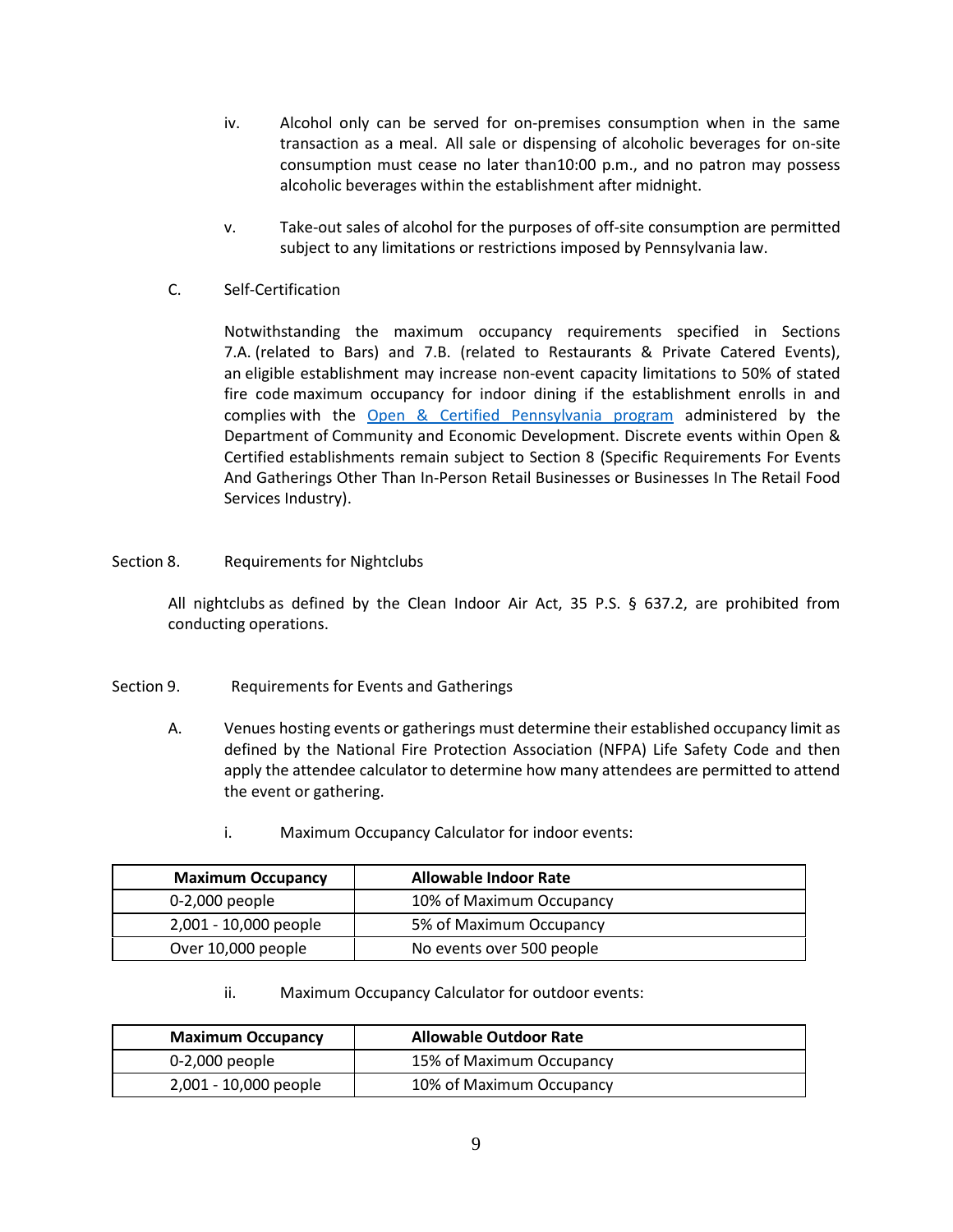iv. Alcohol only can be served for on-premises consumption when in the same transaction as a meal. All sale or dispensing of alcoholic beverages for on-site consumption must cease no later than10:00 p.m., and no patron may possess alcoholic beverages within the establishment after midnight.

v. Take-out sales of alcohol for the purposes of off-site consumption are permitted subject to any limitations or restrictions imposed by Pennsylvania law.

C. Self-Certification

Notwithstanding the maximum occupancy requirements specified in Sections 7.A. (related to Bars) and 7.B. (related to Restaurants & Private Catered Events), an eligible establishment may increase non-event capacity limitations to 50% of stated fire code maximum occupancy for indoor dining if the establishment enrolls in and complies with the [Open & Certified Pennsylvania program] administered by the Department of Community and Economic Development. Discrete events within Open & Certified establishments remain subject to Section 8 (Specific Requirements For Events And Gatherings Other Than In-Person Retail Businesses or Businesses In The Retail Food Services Industry).

## Section 8. Requirements for Nightclubs

All nightclubs as defined by the Clean Indoor Air Act, 35 P.S. § 637.2, are prohibited from conducting operations.

## Section 9. Requirements for Events and Gatherings

A. Venues hosting events or gatherings must determine their established occupancy limit as defined by the National Fire Protection Association (NFPA) Life Safety Code and then apply the attendee calculator to determine how many attendees are permitted to attend the event or gathering.

i. Maximum Occupancy Calculator for indoor events:

| Maximum Occupancy | Allowable Indoor Rate |
|---|---|
| 0-2,000 people | 10% of Maximum Occupancy |
| 2,001 - 10,000 people | 5% of Maximum Occupancy |
| Over 10,000 people | No events over 500 people |

ii. Maximum Occupancy Calculator for outdoor events:

| Maximum Occupancy | Allowable Outdoor Rate |
|---|---|
| 0-2,000 people | 15% of Maximum Occupancy |
| 2,001 - 10,000 people | 10% of Maximum Occupancy |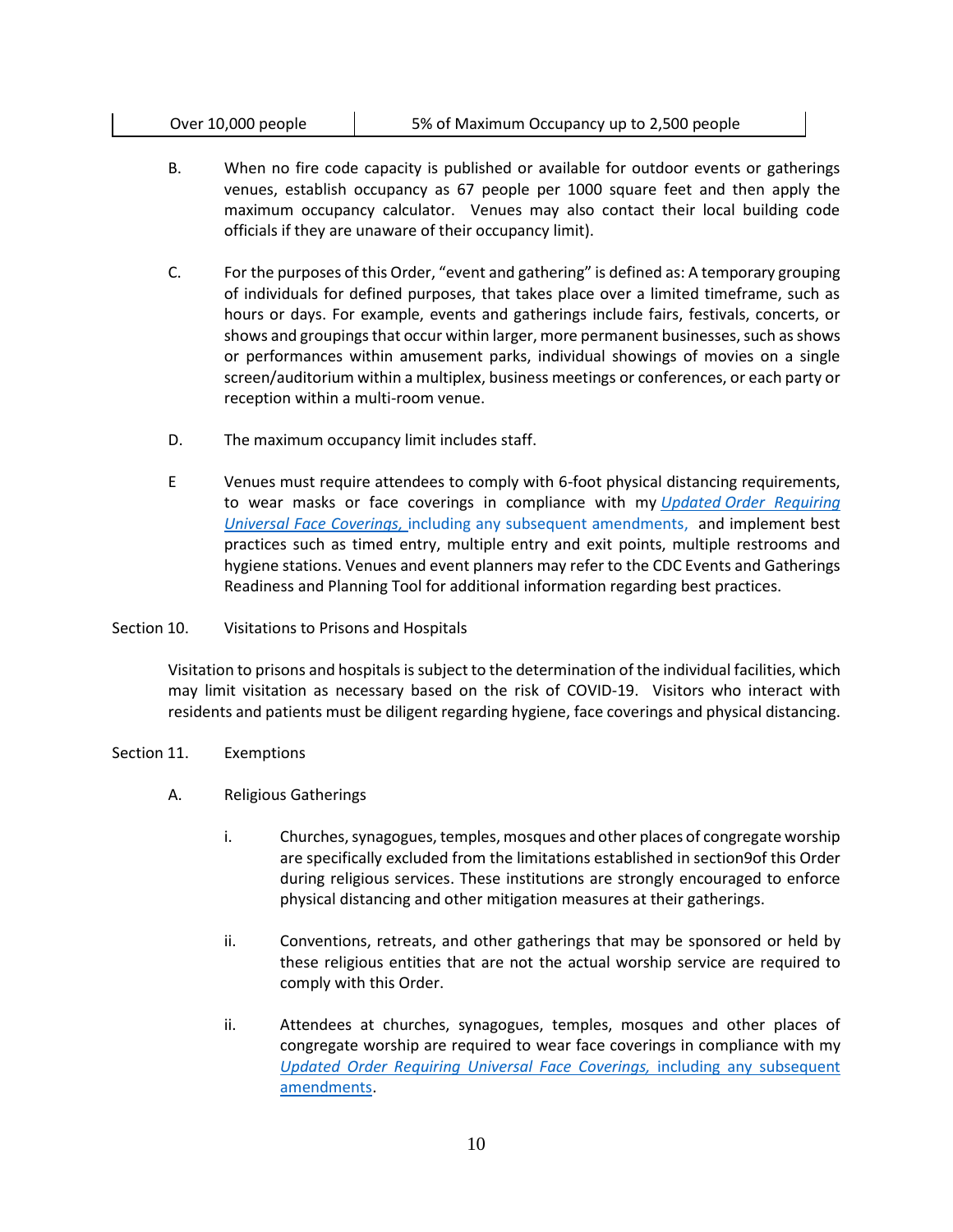| Over 10,000 people | 5% of Maximum Occupancy up to 2,500 people |
|---|---|

B. When no fire code capacity is published or available for outdoor events or gatherings venues, establish occupancy as 67 people per 1000 square feet and then apply the maximum occupancy calculator. Venues may also contact their local building code officials if they are unaware of their occupancy limit).

C. For the purposes of this Order, "event and gathering" is defined as: A temporary grouping of individuals for defined purposes, that takes place over a limited timeframe, such as hours or days. For example, events and gatherings include fairs, festivals, concerts, or shows and groupings that occur within larger, more permanent businesses, such as shows or performances within amusement parks, individual showings of movies on a single screen/auditorium within a multiplex, business meetings or conferences, or each party or reception within a multi-room venue.

D. The maximum occupancy limit includes staff.

E Venues must require attendees to comply with 6-foot physical distancing requirements, to wear masks or face coverings in compliance with my *Updated Order Requiring Universal Face Coverings,* including any subsequent amendments, and implement best practices such as timed entry, multiple entry and exit points, multiple restrooms and hygiene stations. Venues and event planners may refer to the CDC Events and Gatherings Readiness and Planning Tool for additional information regarding best practices.

Section 10. Visitations to Prisons and Hospitals

Visitation to prisons and hospitals is subject to the determination of the individual facilities, which may limit visitation as necessary based on the risk of COVID-19. Visitors who interact with residents and patients must be diligent regarding hygiene, face coverings and physical distancing.

Section 11. Exemptions

A. Religious Gatherings

i. Churches, synagogues, temples, mosques and other places of congregate worship are specifically excluded from the limitations established in section9of this Order during religious services. These institutions are strongly encouraged to enforce physical distancing and other mitigation measures at their gatherings.

ii. Conventions, retreats, and other gatherings that may be sponsored or held by these religious entities that are not the actual worship service are required to comply with this Order.

ii. Attendees at churches, synagogues, temples, mosques and other places of congregate worship are required to wear face coverings in compliance with my *Updated Order Requiring Universal Face Coverings,* including any subsequent amendments.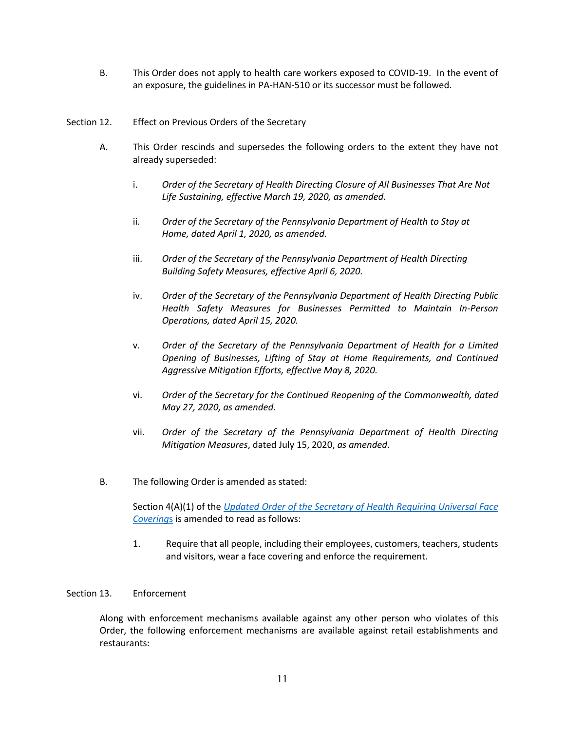B. This Order does not apply to health care workers exposed to COVID-19. In the event of an exposure, the guidelines in PA-HAN-510 or its successor must be followed.

Section 12. Effect on Previous Orders of the Secretary

A. This Order rescinds and supersedes the following orders to the extent they have not already superseded:

i. *Order of the Secretary of Health Directing Closure of All Businesses That Are Not Life Sustaining, effective March 19, 2020, as amended.*

ii. *Order of the Secretary of the Pennsylvania Department of Health to Stay at Home, dated April 1, 2020, as amended.*

iii. *Order of the Secretary of the Pennsylvania Department of Health Directing Building Safety Measures, effective April 6, 2020.*

iv. *Order of the Secretary of the Pennsylvania Department of Health Directing Public Health Safety Measures for Businesses Permitted to Maintain In-Person Operations, dated April 15, 2020.*

v. *Order of the Secretary of the Pennsylvania Department of Health for a Limited Opening of Businesses, Lifting of Stay at Home Requirements, and Continued Aggressive Mitigation Efforts, effective May 8, 2020.*

vi. *Order of the Secretary for the Continued Reopening of the Commonwealth, dated May 27, 2020, as amended.*

vii. *Order of the Secretary of the Pennsylvania Department of Health Directing Mitigation Measures*, dated July 15, 2020, *as amended*.

B. The following Order is amended as stated:

Section 4(A)(1) of the *Updated Order of the Secretary of Health Requiring Universal Face Coverings* is amended to read as follows:

1. Require that all people, including their employees, customers, teachers, students and visitors, wear a face covering and enforce the requirement.

Section 13. Enforcement

Along with enforcement mechanisms available against any other person who violates of this Order, the following enforcement mechanisms are available against retail establishments and restaurants: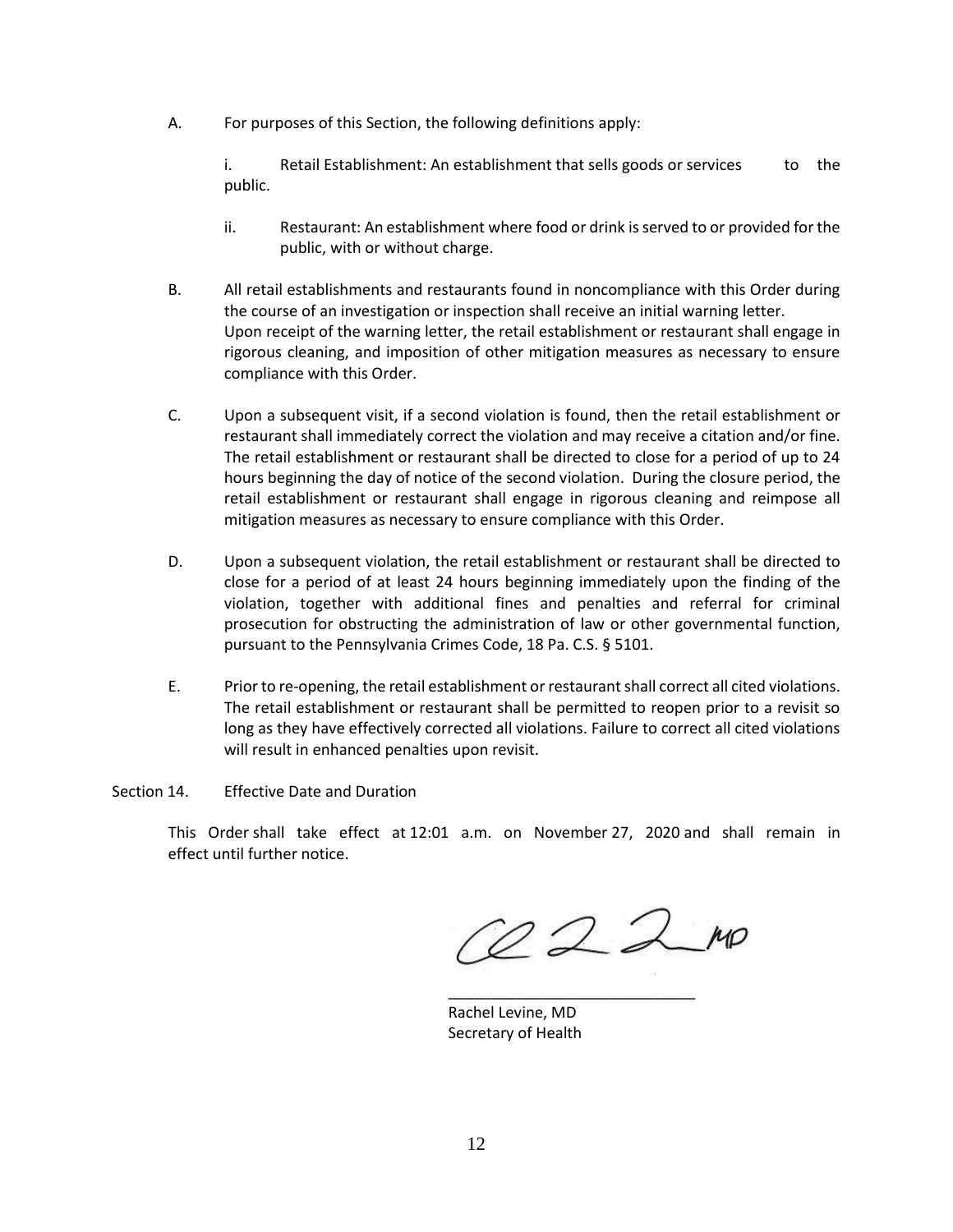A. For purposes of this Section, the following definitions apply:

   i. Retail Establishment: An establishment that sells goods or services to the public.

   ii. Restaurant: An establishment where food or drink is served to or provided for the public, with or without charge.

B. All retail establishments and restaurants found in noncompliance with this Order during the course of an investigation or inspection shall receive an initial warning letter. Upon receipt of the warning letter, the retail establishment or restaurant shall engage in rigorous cleaning, and imposition of other mitigation measures as necessary to ensure compliance with this Order.

C. Upon a subsequent visit, if a second violation is found, then the retail establishment or restaurant shall immediately correct the violation and may receive a citation and/or fine. The retail establishment or restaurant shall be directed to close for a period of up to 24 hours beginning the day of notice of the second violation. During the closure period, the retail establishment or restaurant shall engage in rigorous cleaning and reimpose all mitigation measures as necessary to ensure compliance with this Order.

D. Upon a subsequent violation, the retail establishment or restaurant shall be directed to close for a period of at least 24 hours beginning immediately upon the finding of the violation, together with additional fines and penalties and referral for criminal prosecution for obstructing the administration of law or other governmental function, pursuant to the Pennsylvania Crimes Code, 18 Pa. C.S. § 5101.

E. Prior to re-opening, the retail establishment or restaurant shall correct all cited violations. The retail establishment or restaurant shall be permitted to reopen prior to a revisit so long as they have effectively corrected all violations. Failure to correct all cited violations will result in enhanced penalties upon revisit.

Section 14. Effective Date and Duration

This Order shall take effect at 12:01 a.m. on November 27, 2020 and shall remain in effect until further notice.

_____________________________

Rachel Levine, MD
Secretary of Health